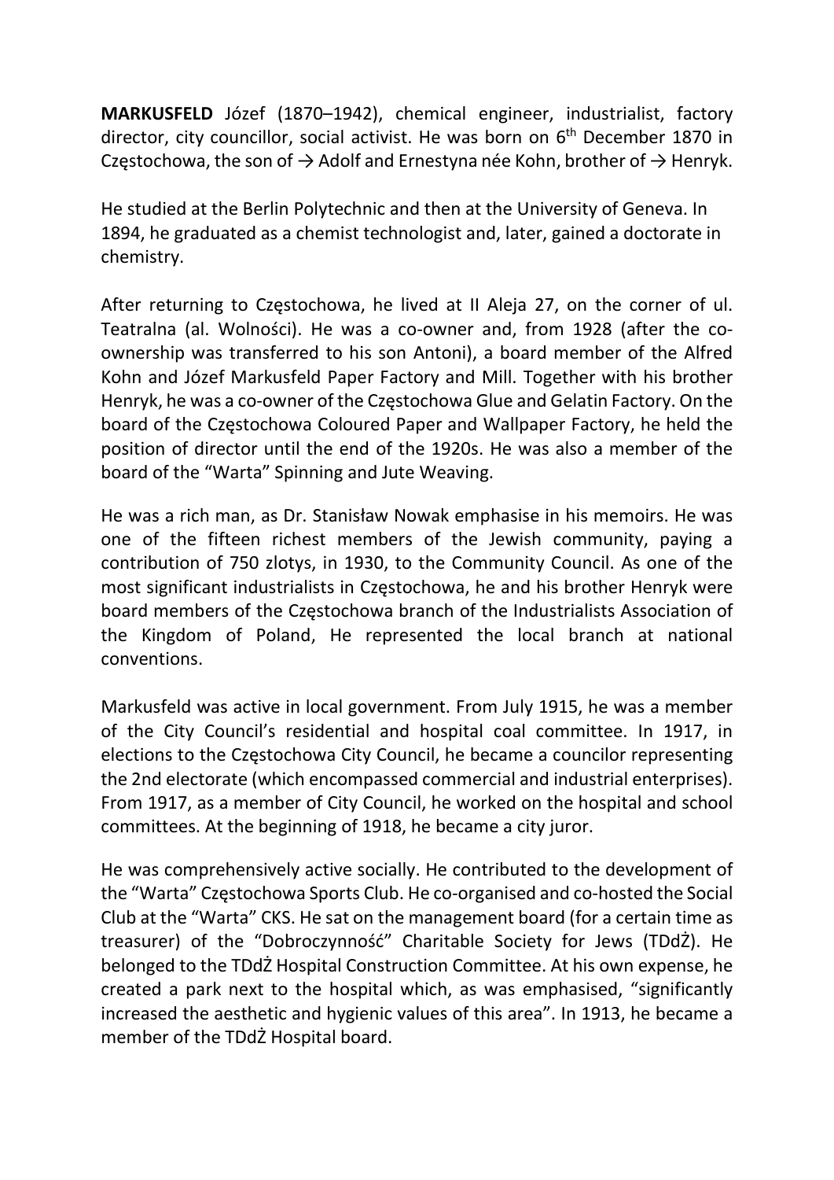**MARKUSFELD** Józef (1870–1942), chemical engineer, industrialist, factory director, city councillor, social activist. He was born on 6th December 1870 in Częstochowa, the son of → Adolf and Ernestyna née Kohn, brother of → Henryk.

He studied at the Berlin Polytechnic and then at the University of Geneva. In 1894, he graduated as a chemist technologist and, later, gained a doctorate in chemistry.

After returning to Częstochowa, he lived at II Aleja 27, on the corner of ul. Teatralna (al. Wolności). He was a co-owner and, from 1928 (after the co-ownership was transferred to his son Antoni), a board member of the Alfred Kohn and Józef Markusfeld Paper Factory and Mill. Together with his brother Henryk, he was a co-owner of the Częstochowa Glue and Gelatin Factory. On the board of the Częstochowa Coloured Paper and Wallpaper Factory, he held the position of director until the end of the 1920s. He was also a member of the board of the "Warta" Spinning and Jute Weaving.

He was a rich man, as Dr. Stanisław Nowak emphasise in his memoirs. He was one of the fifteen richest members of the Jewish community, paying a contribution of 750 zlotys, in 1930, to the Community Council. As one of the most significant industrialists in Częstochowa, he and his brother Henryk were board members of the Częstochowa branch of the Industrialists Association of the Kingdom of Poland, He represented the local branch at national conventions.

Markusfeld was active in local government. From July 1915, he was a member of the City Council's residential and hospital coal committee. In 1917, in elections to the Częstochowa City Council, he became a councilor representing the 2nd electorate (which encompassed commercial and industrial enterprises). From 1917, as a member of City Council, he worked on the hospital and school committees. At the beginning of 1918, he became a city juror.

He was comprehensively active socially. He contributed to the development of the "Warta" Częstochowa Sports Club. He co-organised and co-hosted the Social Club at the "Warta" CKS. He sat on the management board (for a certain time as treasurer) of the "Dobroczynność" Charitable Society for Jews (TDdŻ). He belonged to the TDdŻ Hospital Construction Committee. At his own expense, he created a park next to the hospital which, as was emphasised, "significantly increased the aesthetic and hygienic values of this area". In 1913, he became a member of the TDdŻ Hospital board.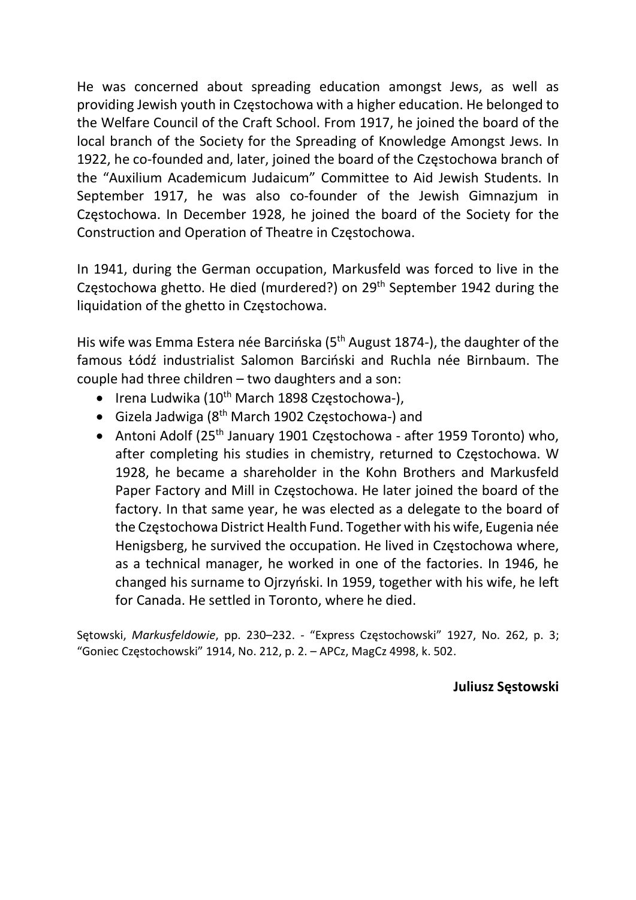He was concerned about spreading education amongst Jews, as well as providing Jewish youth in Częstochowa with a higher education. He belonged to the Welfare Council of the Craft School. From 1917, he joined the board of the local branch of the Society for the Spreading of Knowledge Amongst Jews. In 1922, he co-founded and, later, joined the board of the Częstochowa branch of the "Auxilium Academicum Judaicum" Committee to Aid Jewish Students. In September 1917, he was also co-founder of the Jewish Gimnazjum in Częstochowa. In December 1928, he joined the board of the Society for the Construction and Operation of Theatre in Częstochowa.

In 1941, during the German occupation, Markusfeld was forced to live in the Częstochowa ghetto. He died (murdered?) on 29th September 1942 during the liquidation of the ghetto in Częstochowa.

His wife was Emma Estera née Barcińska (5th August 1874-), the daughter of the famous Łódź industrialist Salomon Barciński and Ruchla née Birnbaum. The couple had three children – two daughters and a son:

- Irena Ludwika (10th March 1898 Częstochowa-),
- Gizela Jadwiga (8th March 1902 Częstochowa-) and
- Antoni Adolf (25th January 1901 Częstochowa - after 1959 Toronto) who, after completing his studies in chemistry, returned to Częstochowa. W 1928, he became a shareholder in the Kohn Brothers and Markusfeld Paper Factory and Mill in Częstochowa. He later joined the board of the factory. In that same year, he was elected as a delegate to the board of the Częstochowa District Health Fund. Together with his wife, Eugenia née Henigsberg, he survived the occupation. He lived in Częstochowa where, as a technical manager, he worked in one of the factories. In 1946, he changed his surname to Ojrzyński. In 1959, together with his wife, he left for Canada. He settled in Toronto, where he died.

Sętowski, *Markusfeldowie*, pp. 230–232. - "Express Częstochowski" 1927, No. 262, p. 3; "Goniec Częstochowski" 1914, No. 212, p. 2. – APCz, MagCz 4998, k. 502.

**Juliusz Sętowski**